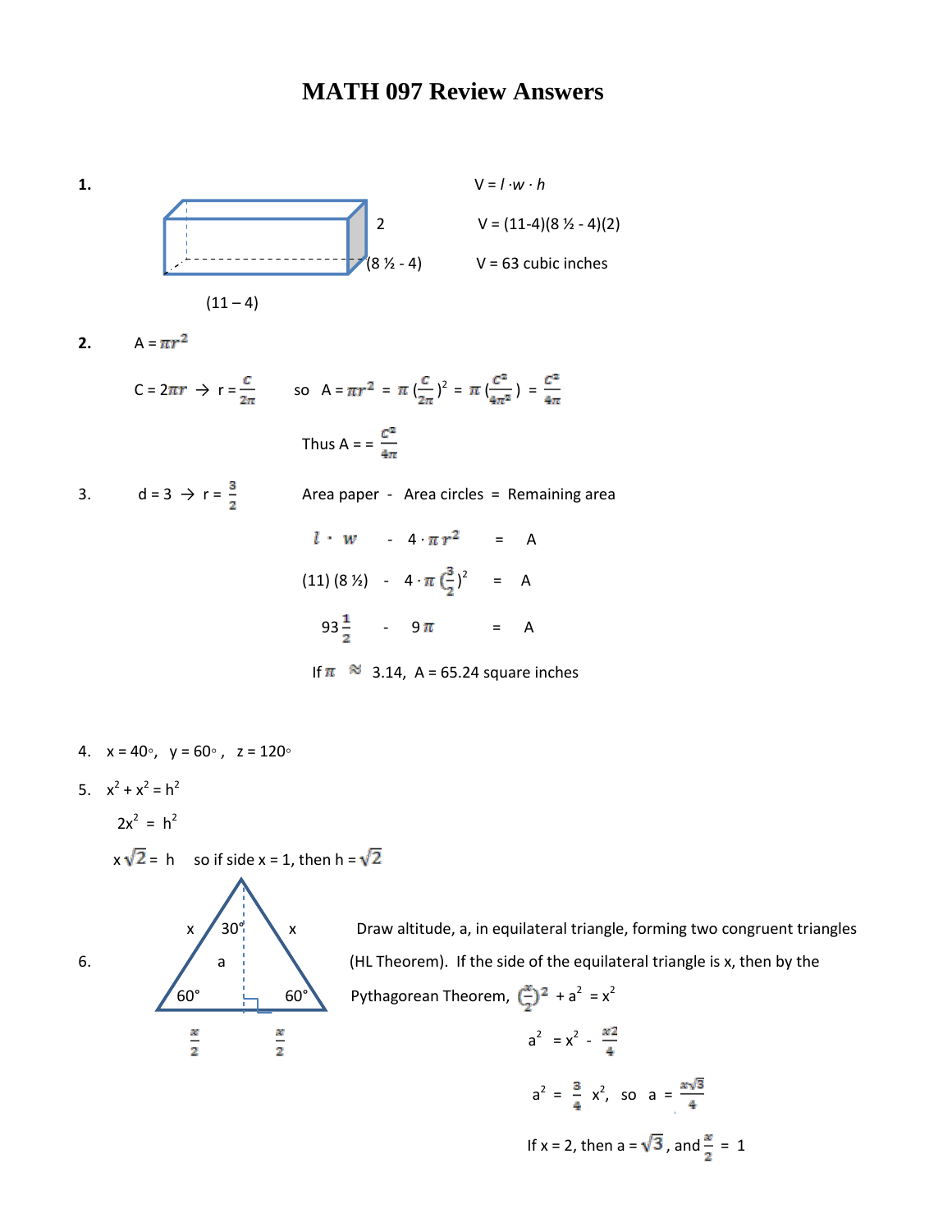# MATH 097 Review Answers

**1.**

(11 – 4) &nbsp;&nbsp; (8 ½ - 4) &nbsp;&nbsp; 2

$V = l \cdot w \cdot h$

$V = (11-4)(8\tfrac{1}{2} - 4)(2)$

V = 63 cubic inches

**2.** $A = \pi r^2$

$C = 2\pi r \rightarrow r = \frac{C}{2\pi}$ &nbsp;&nbsp;&nbsp; so $A = \pi r^2 = \pi\left(\frac{C}{2\pi}\right)^2 = \pi\left(\frac{C^2}{4\pi^2}\right) = \frac{C^2}{4\pi}$

Thus $A = = \frac{C^2}{4\pi}$

3. $d = 3 \rightarrow r = \frac{3}{2}$

Area paper - Area circles = Remaining area

$l \cdot w \quad - \quad 4 \cdot \pi r^2 \quad = \quad A$

$(11)(8\tfrac{1}{2}) \quad - \quad 4 \cdot \pi\left(\frac{3}{2}\right)^2 \quad = \quad A$

$93\frac{1}{2} \quad - \quad 9\pi \quad = \quad A$

If $\pi \approx 3.14$, A = 65.24 square inches

4. $x = 40°$, $y = 60°$, $z = 120°$

5. $x^2 + x^2 = h^2$

$2x^2 = h^2$

$x\sqrt{2} = h$ &nbsp;&nbsp;&nbsp; so if side x = 1, then $h = \sqrt{2}$

6.

Draw altitude, a, in equilateral triangle, forming two congruent triangles (HL Theorem). If the side of the equilateral triangle is x, then by the Pythagorean Theorem, $\left(\frac{x}{2}\right)^2 + a^2 = x^2$

$a^2 = x^2 - \frac{x^2}{4}$

$a^2 = \frac{3}{4}x^2$, so $a = \frac{x\sqrt{3}}{4}$

If x = 2, then $a = \sqrt{3}$, and $\frac{x}{2} = 1$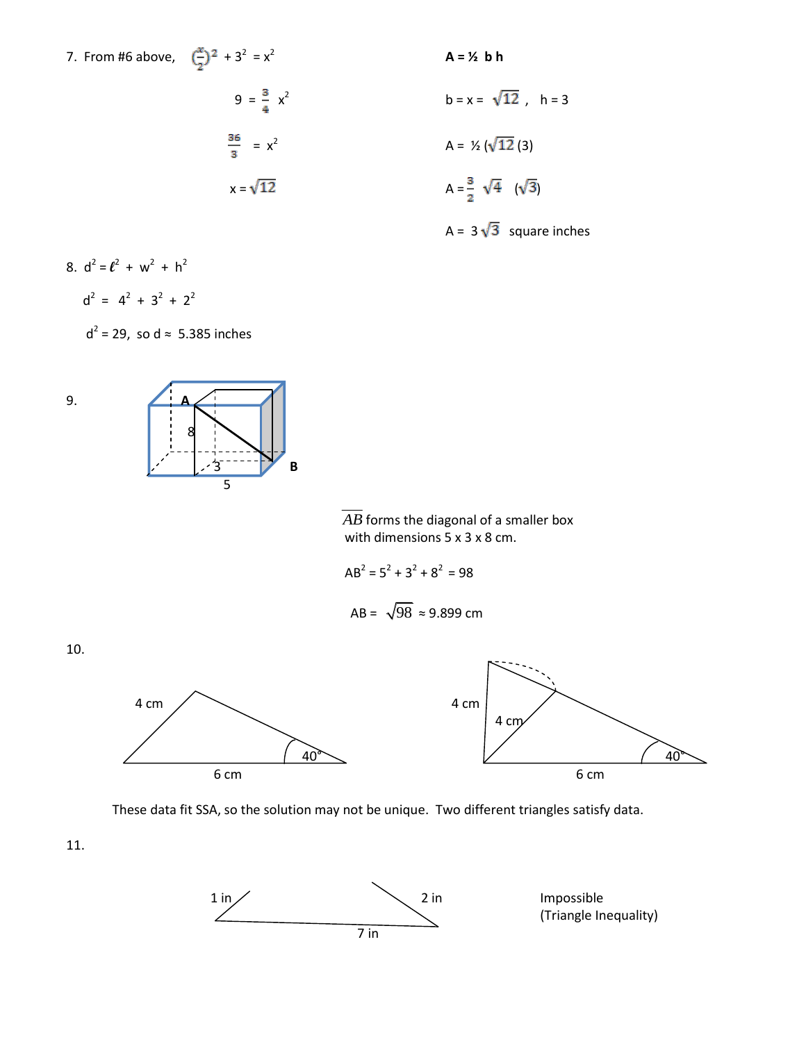7. From #6 above, $\left(\frac{x}{2}\right)^2 + 3^2 = x^2$

$$9 = \frac{3}{4}x^2$$

$$\frac{36}{3} = x^2$$

$$x = \sqrt{12}$$

**A = ½ b h**

$b = x = \sqrt{12}$ , $h = 3$

$A = \frac{1}{2}(\sqrt{12})(3)$

$A = \frac{3}{2}\sqrt{4}\,(\sqrt{3})$

$A = 3\sqrt{3}$ square inches

8. $d^2 = \ell^2 + w^2 + h^2$

$d^2 = 4^2 + 3^2 + 2^2$

$d^2 = 29$, so $d \approx 5.385$ inches

9.

A

8

3

5

B

$\overline{AB}$ forms the diagonal of a smaller box with dimensions 5 x 3 x 8 cm.

$AB^2 = 5^2 + 3^2 + 8^2 = 98$

$AB = \sqrt{98} \approx 9.899$ cm

10.

4 cm, 40°, 6 cm

4 cm, 4 cm, 40°, 6 cm

These data fit SSA, so the solution may not be unique. Two different triangles satisfy data.

11.

1 in, 2 in, 7 in

Impossible
(Triangle Inequality)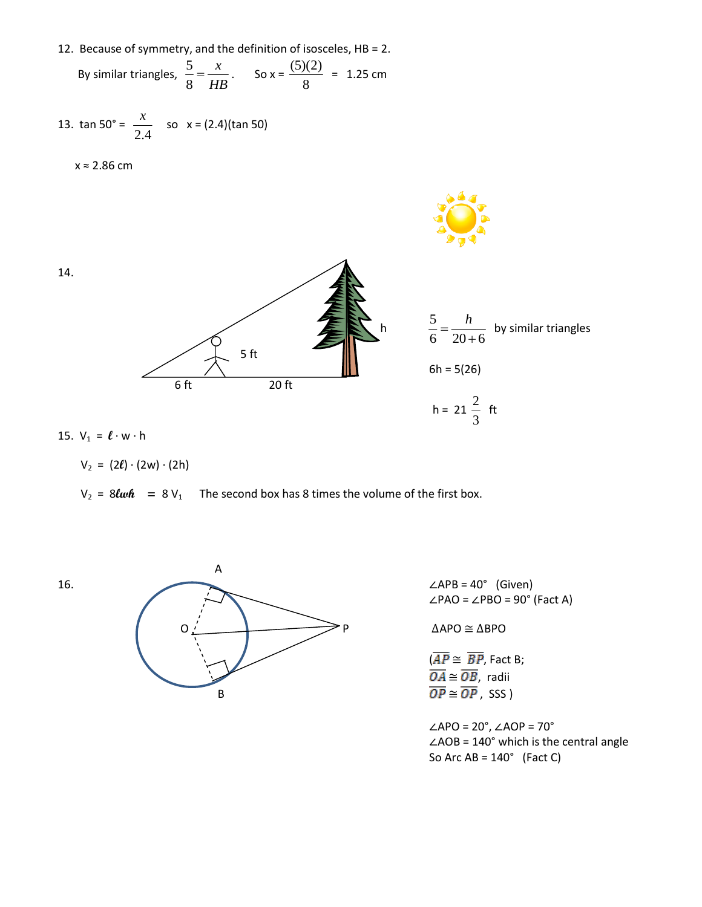12. Because of symmetry, and the definition of isosceles, HB = 2.

By similar triangles, $\frac{5}{8} = \frac{x}{HB}$. So x = $\frac{(5)(2)}{8}$ = 1.25 cm

13. tan 50° = $\frac{x}{2.4}$ so x = (2.4)(tan 50)

x ≈ 2.86 cm

14.

6 ft, 20 ft, 5 ft, h

$\frac{5}{6} = \frac{h}{20+6}$ by similar triangles

6h = 5(26)

h = $21\frac{2}{3}$ ft

15. $V_1 = \ell \cdot w \cdot h$

$V_2 = (2\ell) \cdot (2w) \cdot (2h)$

$V_2 = 8\ell wh = 8V_1$ The second box has 8 times the volume of the first box.

16.

∠APB = 40° (Given)
∠PAO = ∠PBO = 90° (Fact A)

ΔAPO ≅ ΔBPO

($\overline{AP} \cong \overline{BP}$, Fact B;
$\overline{OA} \cong \overline{OB}$, radii
$\overline{OP} \cong \overline{OP}$, SSS )

∠APO = 20°, ∠AOP = 70°
∠AOB = 140° which is the central angle
So Arc AB = 140° (Fact C)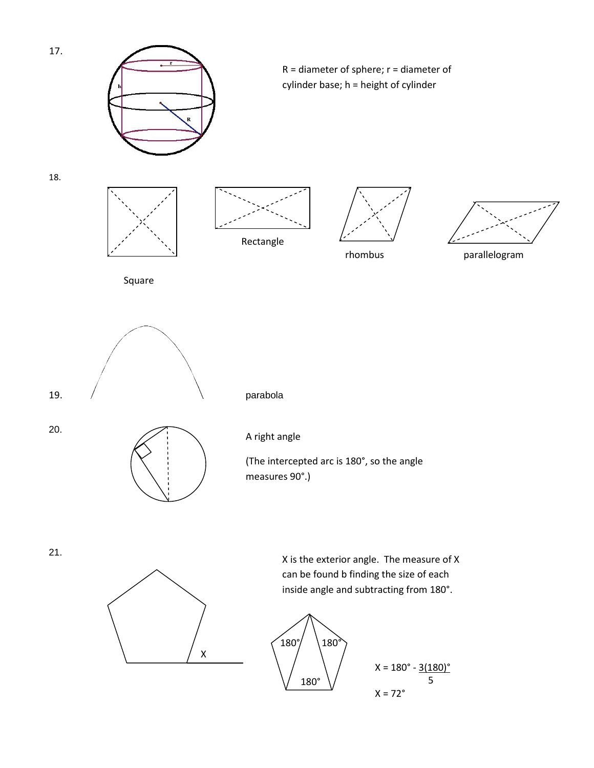17.

R = diameter of sphere; r = diameter of cylinder base; h = height of cylinder

18.

Square

Rectangle

rhombus

parallelogram

19.

parabola

20.

A right angle

(The intercepted arc is 180°, so the angle measures 90°.)

21.

X is the exterior angle. The measure of X can be found b finding the size of each inside angle and subtracting from 180°.

$$X = 180° - \frac{3(180)°}{5}$$

$$X = 72°$$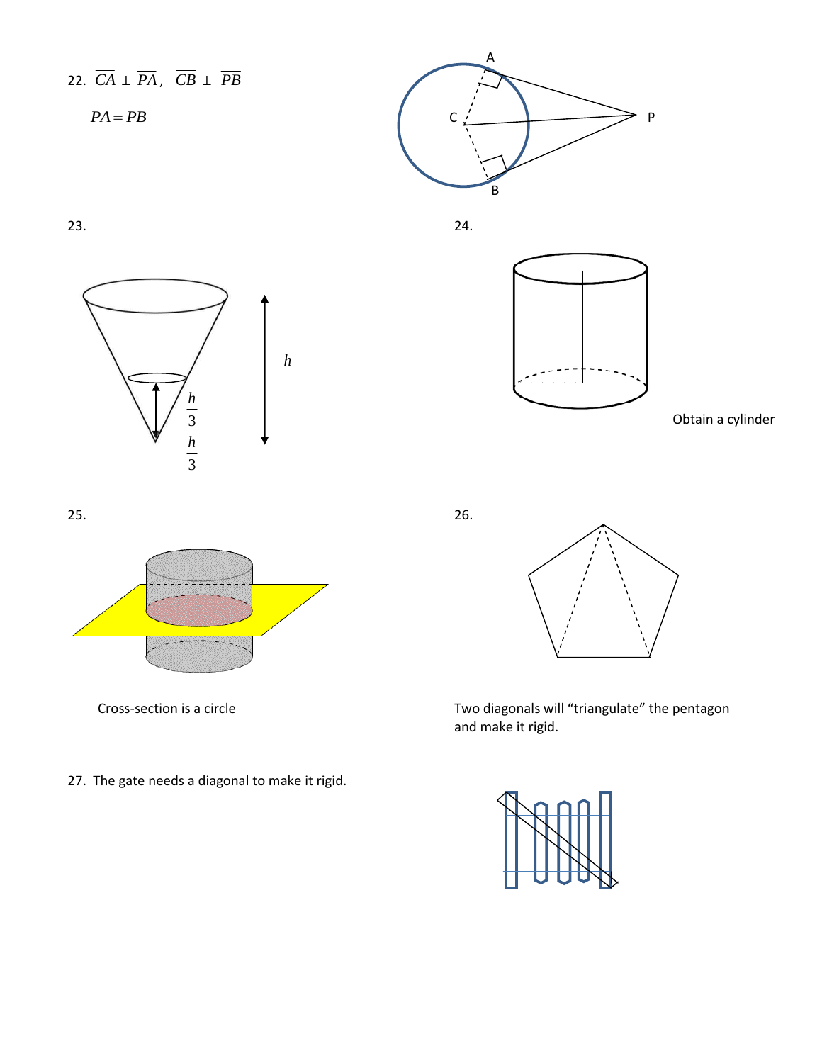22. $\overline{CA} \perp \overline{PA}$, $\overline{CB} \perp \overline{PB}$

$PA = PB$

23.

$h$

$\frac{h}{3}$

$\frac{h}{3}$

24.

Obtain a cylinder

25.

Cross-section is a circle

26.

Two diagonals will "triangulate" the pentagon and make it rigid.

27. The gate needs a diagonal to make it rigid.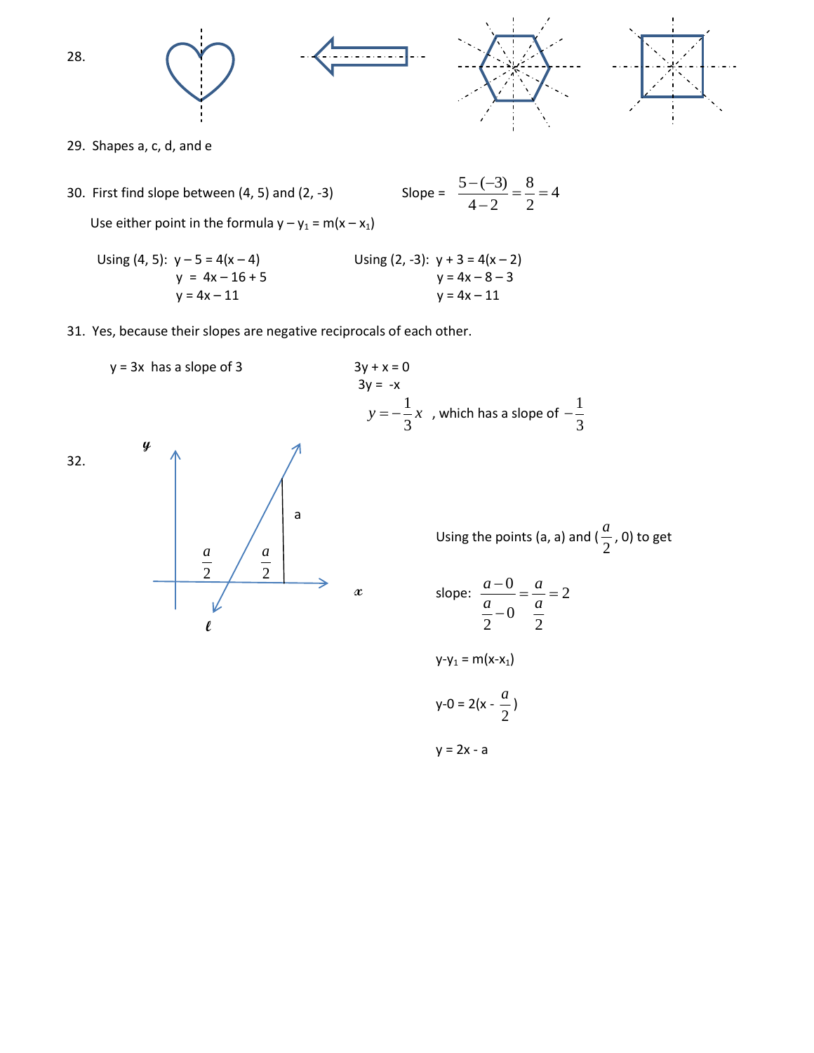28.

29. Shapes a, c, d, and e

30. First find slope between (4, 5) and (2, -3)  Slope = $\frac{5-(-3)}{4-2} = \frac{8}{2} = 4$

Use either point in the formula $y - y_1 = m(x - x_1)$

Using (4, 5): $y - 5 = 4(x - 4)$
$y = 4x - 16 + 5$
$y = 4x - 11$

Using (2, -3): $y + 3 = 4(x - 2)$
$y = 4x - 8 - 3$
$y = 4x - 11$

31. Yes, because their slopes are negative reciprocals of each other.

$y = 3x$ has a slope of 3

$3y + x = 0$
$3y = -x$
$y = -\frac{1}{3}x$ , which has a slope of $-\frac{1}{3}$

32.

$y$

a

$\frac{a}{2}$

$\frac{a}{2}$

$x$

$\ell$

Using the points (a, a) and ($\frac{a}{2}$, 0) to get

slope: $\frac{a-0}{\frac{a}{2}-0} = \frac{a}{\frac{a}{2}} = 2$

$y - y_1 = m(x - x_1)$

$y - 0 = 2(x - \frac{a}{2})$

$y = 2x - a$